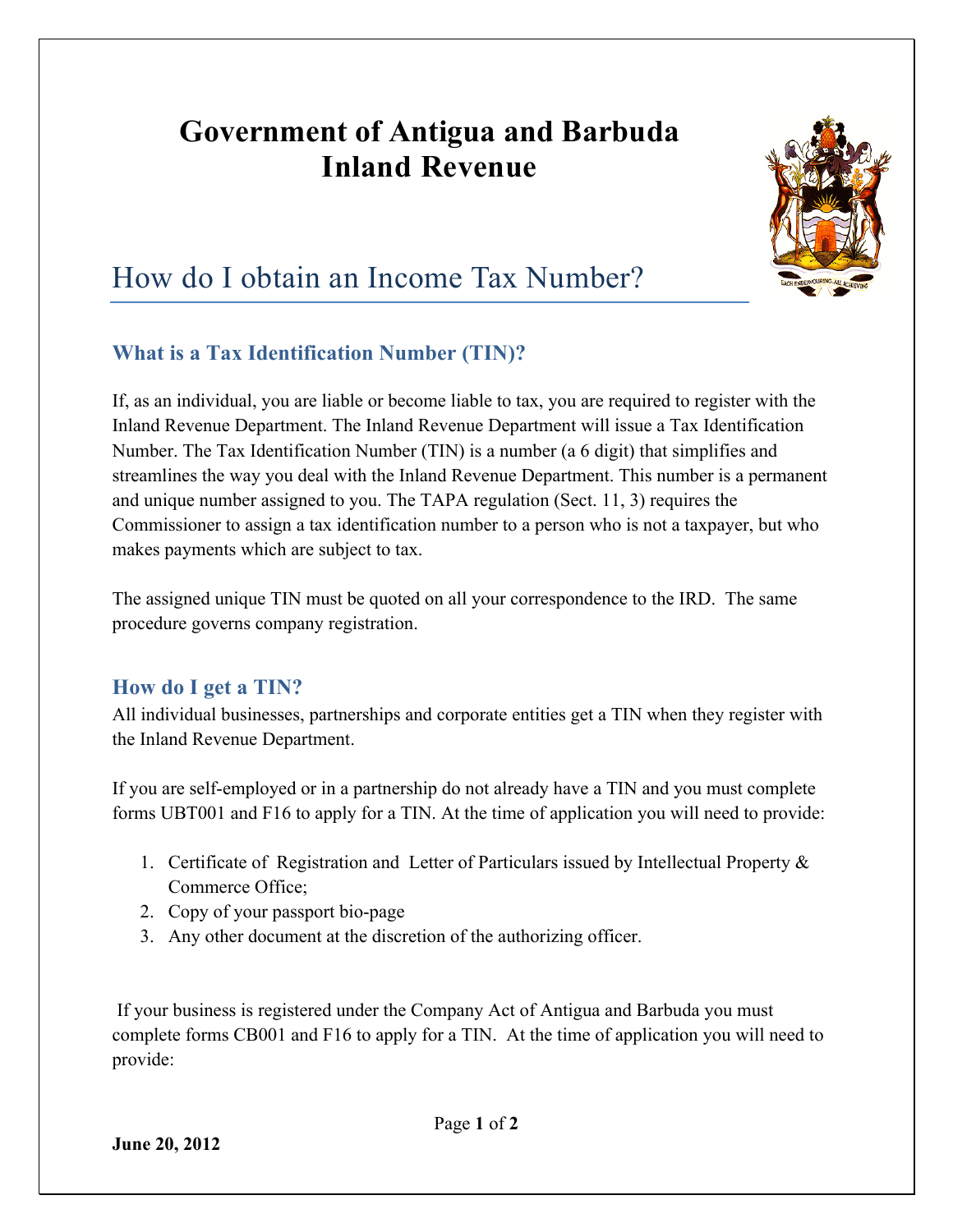# Government of Antigua and Barbuda
# Inland Revenue

## How do I obtain an Income Tax Number?

### What is a Tax Identification Number (TIN)?

If, as an individual, you are liable or become liable to tax, you are required to register with the Inland Revenue Department. The Inland Revenue Department will issue a Tax Identification Number. The Tax Identification Number (TIN) is a number (a 6 digit) that simplifies and streamlines the way you deal with the Inland Revenue Department. This number is a permanent and unique number assigned to you. The TAPA regulation (Sect. 11, 3) requires the Commissioner to assign a tax identification number to a person who is not a taxpayer, but who makes payments which are subject to tax.

The assigned unique TIN must be quoted on all your correspondence to the IRD. The same procedure governs company registration.

### How do I get a TIN?

All individual businesses, partnerships and corporate entities get a TIN when they register with the Inland Revenue Department.

If you are self-employed or in a partnership do not already have a TIN and you must complete forms UBT001 and F16 to apply for a TIN. At the time of application you will need to provide:

1. Certificate of Registration and Letter of Particulars issued by Intellectual Property & Commerce Office;
2. Copy of your passport bio-page
3. Any other document at the discretion of the authorizing officer.

If your business is registered under the Company Act of Antigua and Barbuda you must complete forms CB001 and F16 to apply for a TIN. At the time of application you will need to provide:

**June 20, 2012**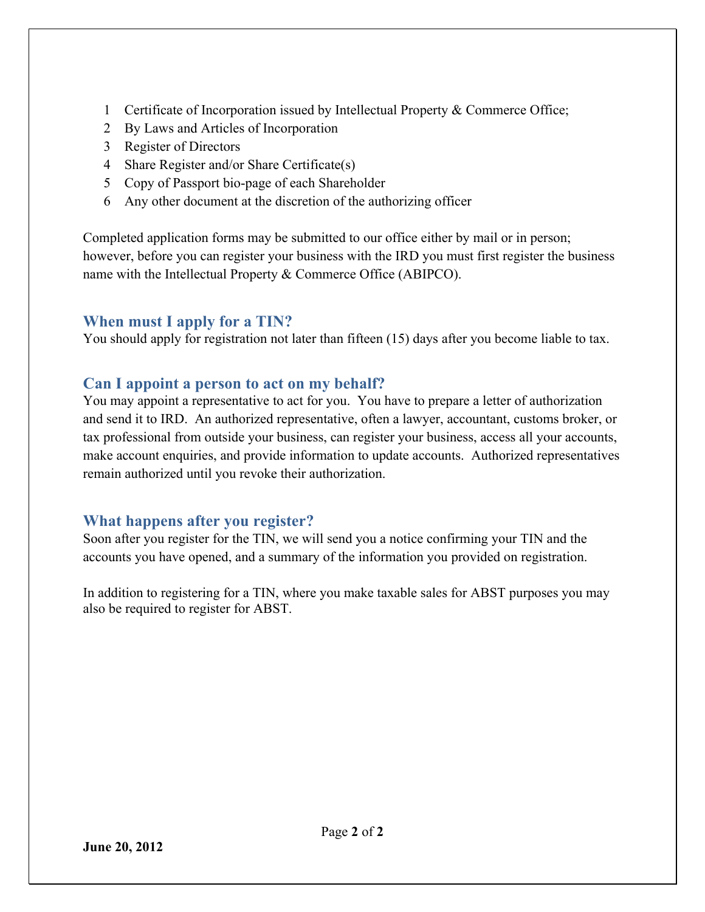1. Certificate of Incorporation issued by Intellectual Property & Commerce Office;
2. By Laws and Articles of Incorporation
3. Register of Directors
4. Share Register and/or Share Certificate(s)
5. Copy of Passport bio-page of each Shareholder
6. Any other document at the discretion of the authorizing officer

Completed application forms may be submitted to our office either by mail or in person; however, before you can register your business with the IRD you must first register the business name with the Intellectual Property & Commerce Office (ABIPCO).

## When must I apply for a TIN?

You should apply for registration not later than fifteen (15) days after you become liable to tax.

## Can I appoint a person to act on my behalf?

You may appoint a representative to act for you. You have to prepare a letter of authorization and send it to IRD. An authorized representative, often a lawyer, accountant, customs broker, or tax professional from outside your business, can register your business, access all your accounts, make account enquiries, and provide information to update accounts. Authorized representatives remain authorized until you revoke their authorization.

## What happens after you register?

Soon after you register for the TIN, we will send you a notice confirming your TIN and the accounts you have opened, and a summary of the information you provided on registration.

In addition to registering for a TIN, where you make taxable sales for ABST purposes you may also be required to register for ABST.

**June 20, 2012**